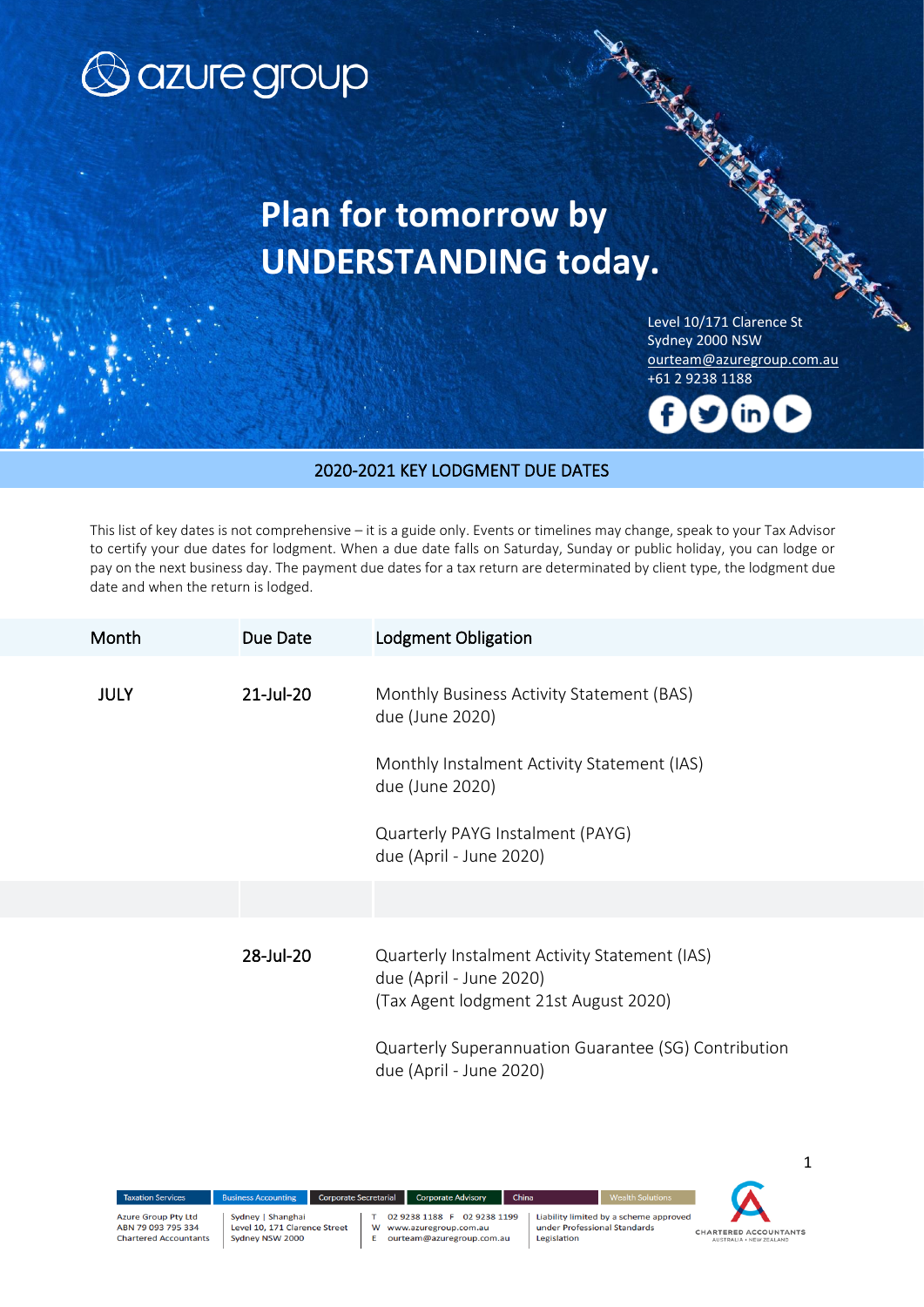azure group

# Plan for tomorrow by UNDERSTANDING today.

Level 10/171 Clarence St
Sydney 2000 NSW
ourteam@azuregroup.com.au
+61 2 9238 1188

## 2020-2021 KEY LODGMENT DUE DATES

This list of key dates is not comprehensive – it is a guide only. Events or timelines may change, speak to your Tax Advisor to certify your due dates for lodgment. When a due date falls on Saturday, Sunday or public holiday, you can lodge or pay on the next business day. The payment due dates for a tax return are determinated by client type, the lodgment due date and when the return is lodged.

| Month | Due Date | Lodgment Obligation |
|---|---|---|
| JULY | 21-Jul-20 | Monthly Business Activity Statement (BAS) due (June 2020)<br><br>Monthly Instalment Activity Statement (IAS) due (June 2020)<br><br>Quarterly PAYG Instalment (PAYG) due (April - June 2020) |
| | | |
| | 28-Jul-20 | Quarterly Instalment Activity Statement (IAS) due (April - June 2020) (Tax Agent lodgment 21st August 2020)<br><br>Quarterly Superannuation Guarantee (SG) Contribution due (April - June 2020) |

Taxation Services | Business Accounting | Corporate Secretarial | Corporate Advisory | China | Wealth Solutions

Azure Group Pty Ltd
ABN 79 093 795 334
Chartered Accountants

Sydney | Shanghai
Level 10, 171 Clarence Street
Sydney NSW 2000

T 02 9238 1188 F 02 9238 1199
W www.azuregroup.com.au
E ourteam@azuregroup.com.au

Liability limited by a scheme approved under Professional Standards Legislation

CHARTERED ACCOUNTANTS AUSTRALIA + NEW ZEALAND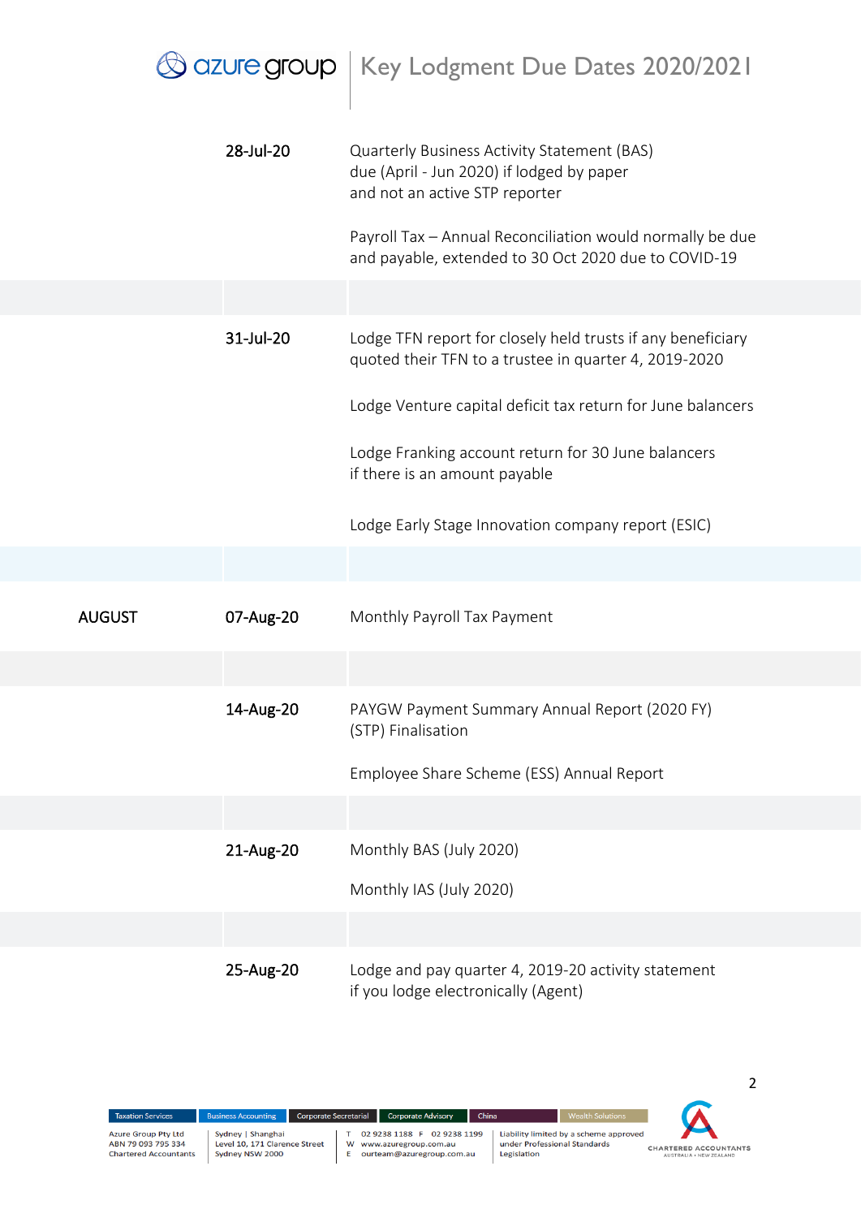| | | |
|---|---|---|
| | 28-Jul-20 | Quarterly Business Activity Statement (BAS) due (April - Jun 2020) if lodged by paper and not an active STP reporter<br><br>Payroll Tax – Annual Reconciliation would normally be due and payable, extended to 30 Oct 2020 due to COVID-19 |
| | 31-Jul-20 | Lodge TFN report for closely held trusts if any beneficiary quoted their TFN to a trustee in quarter 4, 2019-2020<br><br>Lodge Venture capital deficit tax return for June balancers<br><br>Lodge Franking account return for 30 June balancers if there is an amount payable<br><br>Lodge Early Stage Innovation company report (ESIC) |
| AUGUST | 07-Aug-20 | Monthly Payroll Tax Payment |
| | 14-Aug-20 | PAYGW Payment Summary Annual Report (2020 FY) (STP) Finalisation<br><br>Employee Share Scheme (ESS) Annual Report |
| | 21-Aug-20 | Monthly BAS (July 2020)<br><br>Monthly IAS (July 2020) |
| | 25-Aug-20 | Lodge and pay quarter 4, 2019-20 activity statement if you lodge electronically (Agent) |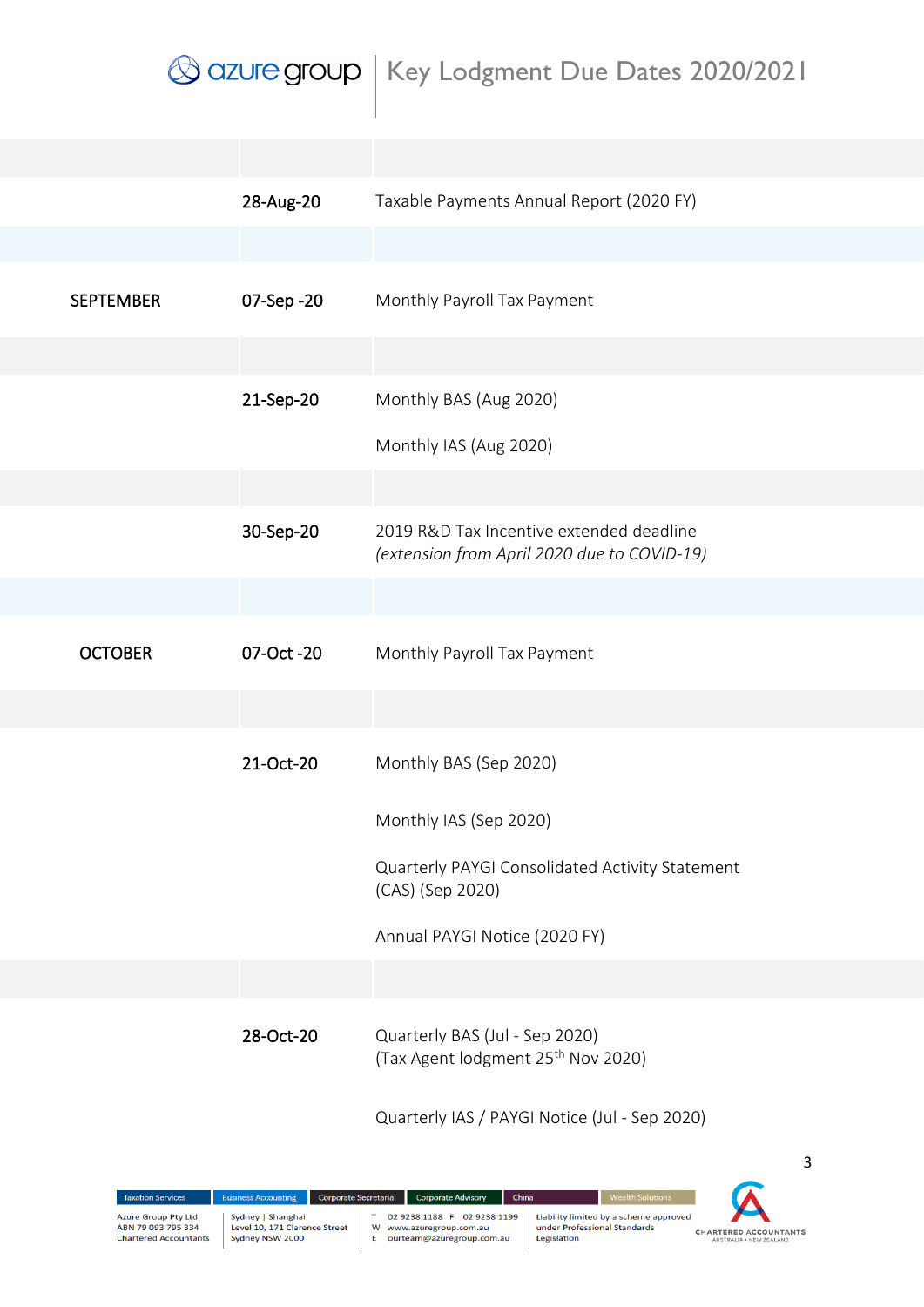| | | |
|---|---|---|
| | 28-Aug-20 | Taxable Payments Annual Report (2020 FY) |
| SEPTEMBER | 07-Sep -20 | Monthly Payroll Tax Payment |
| | 21-Sep-20 | Monthly BAS (Aug 2020)<br><br>Monthly IAS (Aug 2020) |
| | 30-Sep-20 | 2019 R&D Tax Incentive extended deadline<br>*(extension from April 2020 due to COVID-19)* |
| OCTOBER | 07-Oct -20 | Monthly Payroll Tax Payment |
| | 21-Oct-20 | Monthly BAS (Sep 2020)<br><br>Monthly IAS (Sep 2020)<br><br>Quarterly PAYGI Consolidated Activity Statement (CAS) (Sep 2020)<br><br>Annual PAYGI Notice (2020 FY) |
| | 28-Oct-20 | Quarterly BAS (Jul - Sep 2020)<br>(Tax Agent lodgment 25th Nov 2020)<br><br>Quarterly IAS / PAYGI Notice (Jul - Sep 2020) |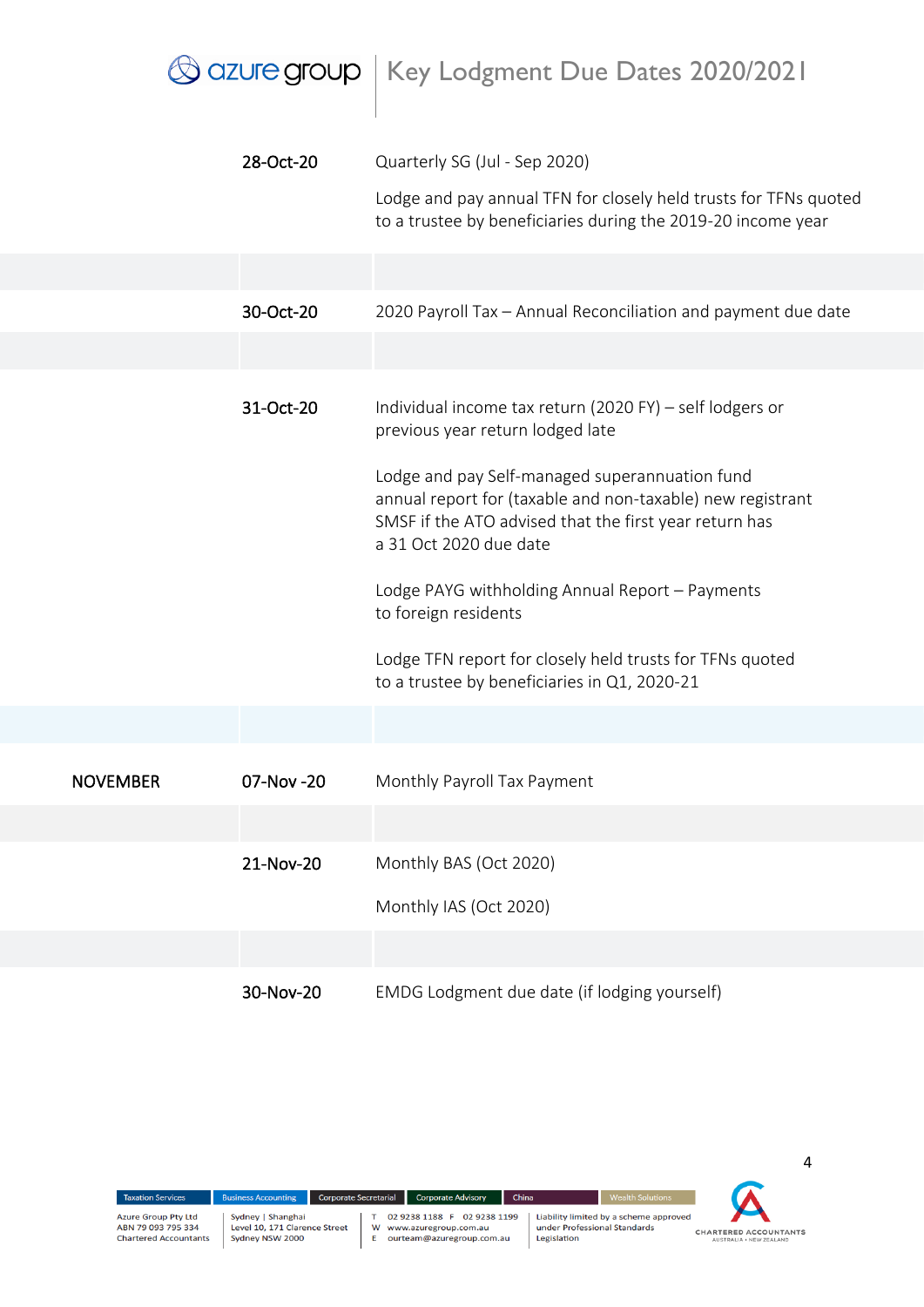| | | |
|---|---|---|
| | 28-Oct-20 | Quarterly SG (Jul - Sep 2020)<br><br>Lodge and pay annual TFN for closely held trusts for TFNs quoted to a trustee by beneficiaries during the 2019-20 income year |
| | | |
| | 30-Oct-20 | 2020 Payroll Tax – Annual Reconciliation and payment due date |
| | | |
| | 31-Oct-20 | Individual income tax return (2020 FY) – self lodgers or previous year return lodged late<br><br>Lodge and pay Self-managed superannuation fund annual report for (taxable and non-taxable) new registrant SMSF if the ATO advised that the first year return has a 31 Oct 2020 due date<br><br>Lodge PAYG withholding Annual Report – Payments to foreign residents<br><br>Lodge TFN report for closely held trusts for TFNs quoted to a trustee by beneficiaries in Q1, 2020-21 |
| | | |
| NOVEMBER | 07-Nov -20 | Monthly Payroll Tax Payment |
| | | |
| | 21-Nov-20 | Monthly BAS (Oct 2020)<br><br>Monthly IAS (Oct 2020) |
| | | |
| | 30-Nov-20 | EMDG Lodgment due date (if lodging yourself) |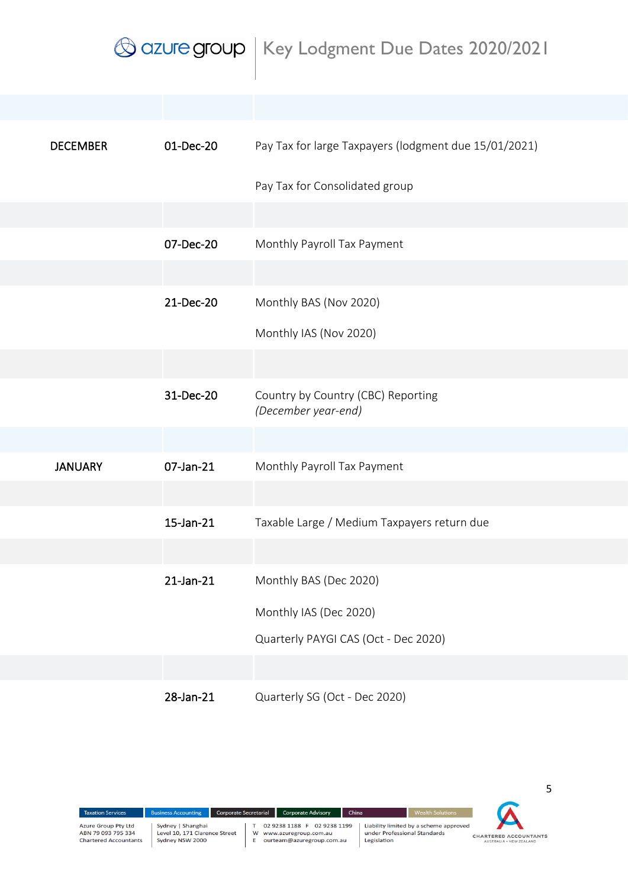| | | |
|---|---|---|
| DECEMBER | 01-Dec-20 | Pay Tax for large Taxpayers (lodgment due 15/01/2021) |
| | | Pay Tax for Consolidated group |
| | 07-Dec-20 | Monthly Payroll Tax Payment |
| | 21-Dec-20 | Monthly BAS (Nov 2020) |
| | | Monthly IAS (Nov 2020) |
| | 31-Dec-20 | Country by Country (CBC) Reporting *(December year-end)* |
| JANUARY | 07-Jan-21 | Monthly Payroll Tax Payment |
| | 15-Jan-21 | Taxable Large / Medium Taxpayers return due |
| | 21-Jan-21 | Monthly BAS (Dec 2020) |
| | | Monthly IAS (Dec 2020) |
| | | Quarterly PAYGI CAS (Oct - Dec 2020) |
| | 28-Jan-21 | Quarterly SG (Oct - Dec 2020) |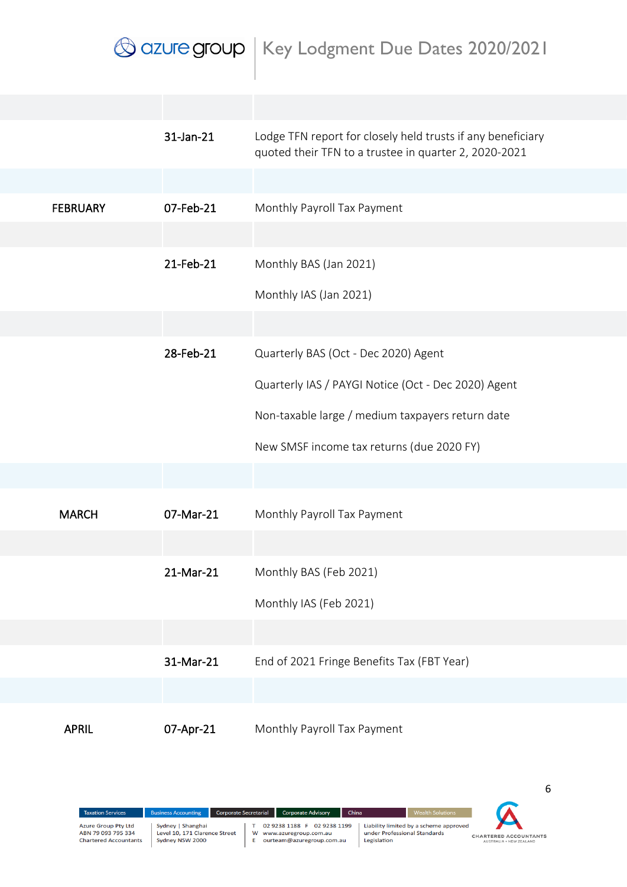| | | |
|---|---|---|
| | 31-Jan-21 | Lodge TFN report for closely held trusts if any beneficiary quoted their TFN to a trustee in quarter 2, 2020-2021 |
| FEBRUARY | 07-Feb-21 | Monthly Payroll Tax Payment |
| | 21-Feb-21 | Monthly BAS (Jan 2021) |
| | | Monthly IAS (Jan 2021) |
| | 28-Feb-21 | Quarterly BAS (Oct - Dec 2020) Agent |
| | | Quarterly IAS / PAYGI Notice (Oct - Dec 2020) Agent |
| | | Non-taxable large / medium taxpayers return date |
| | | New SMSF income tax returns (due 2020 FY) |
| MARCH | 07-Mar-21 | Monthly Payroll Tax Payment |
| | 21-Mar-21 | Monthly BAS (Feb 2021) |
| | | Monthly IAS (Feb 2021) |
| | 31-Mar-21 | End of 2021 Fringe Benefits Tax (FBT Year) |
| APRIL | 07-Apr-21 | Monthly Payroll Tax Payment |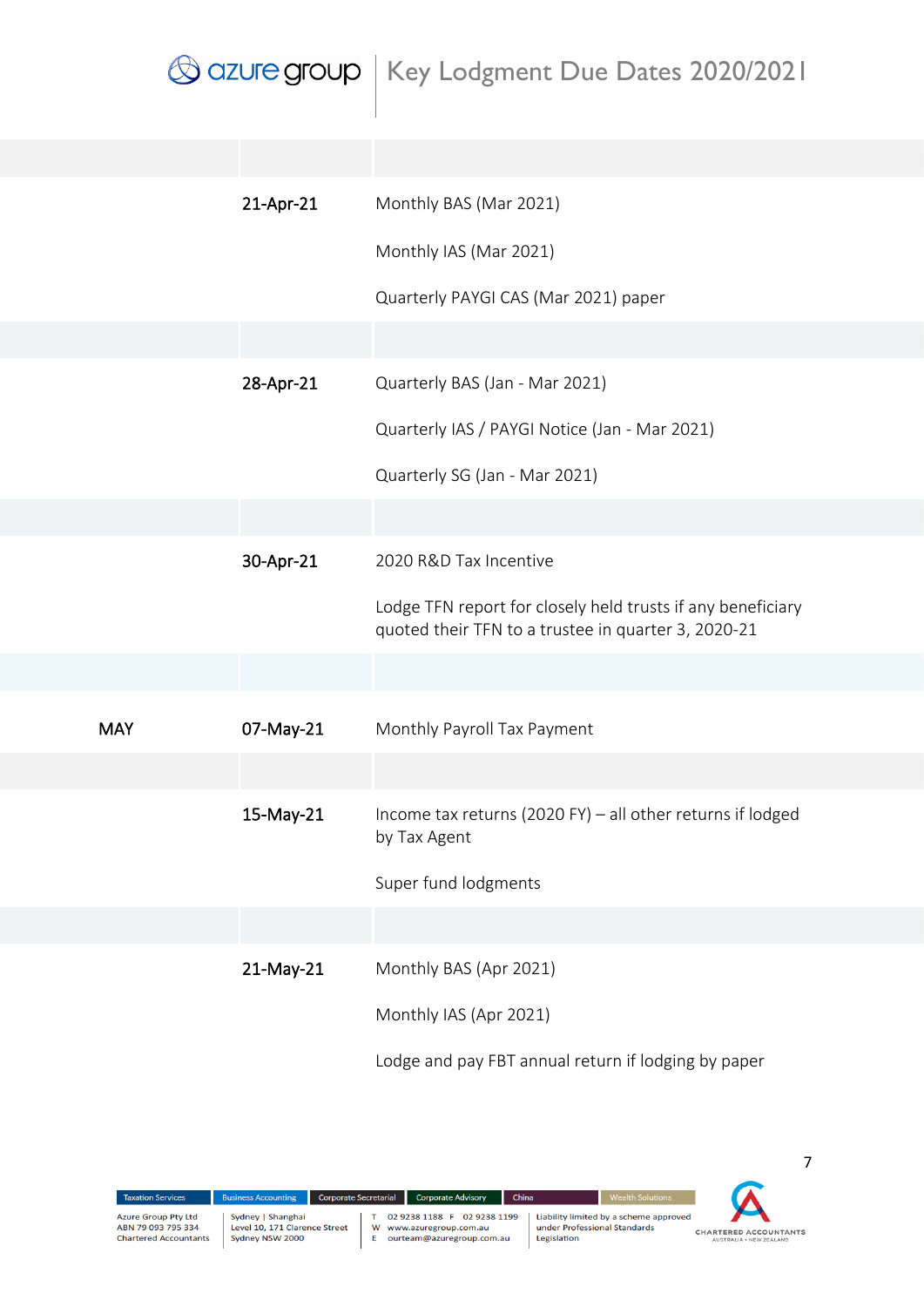| | | |
|---|---|---|
| | 21-Apr-21 | Monthly BAS (Mar 2021)<br><br>Monthly IAS (Mar 2021)<br><br>Quarterly PAYGI CAS (Mar 2021) paper |
| | 28-Apr-21 | Quarterly BAS (Jan - Mar 2021)<br><br>Quarterly IAS / PAYGI Notice (Jan - Mar 2021)<br><br>Quarterly SG (Jan - Mar 2021) |
| | 30-Apr-21 | 2020 R&D Tax Incentive<br><br>Lodge TFN report for closely held trusts if any beneficiary quoted their TFN to a trustee in quarter 3, 2020-21 |
| MAY | 07-May-21 | Monthly Payroll Tax Payment |
| | 15-May-21 | Income tax returns (2020 FY) – all other returns if lodged by Tax Agent<br><br>Super fund lodgments |
| | 21-May-21 | Monthly BAS (Apr 2021)<br><br>Monthly IAS (Apr 2021)<br><br>Lodge and pay FBT annual return if lodging by paper |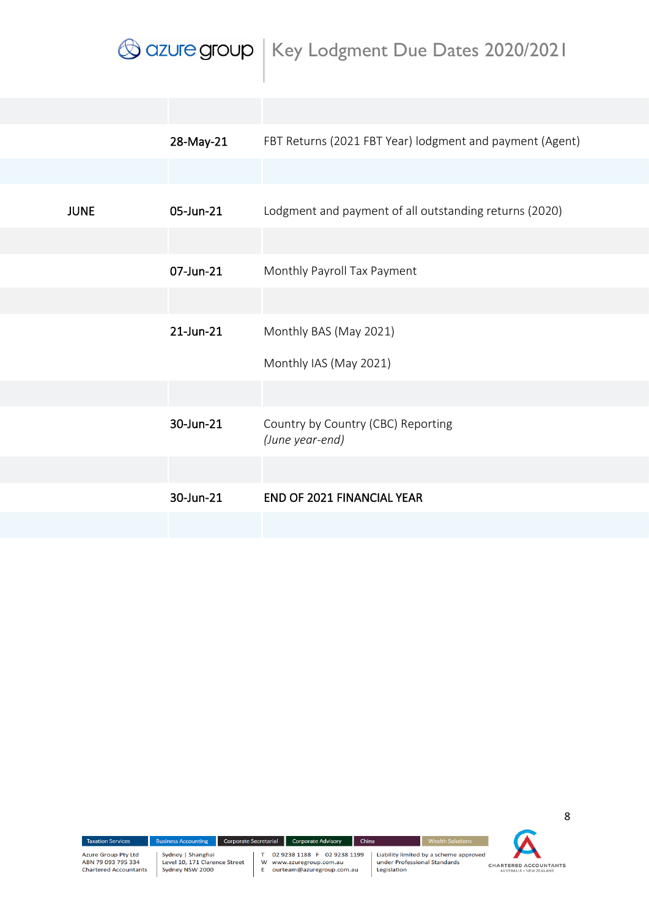| | | |
|---|---|---|
| | 28-May-21 | FBT Returns (2021 FBT Year) lodgment and payment (Agent) |
| JUNE | 05-Jun-21 | Lodgment and payment of all outstanding returns (2020) |
| | 07-Jun-21 | Monthly Payroll Tax Payment |
| | 21-Jun-21 | Monthly BAS (May 2021)<br>Monthly IAS (May 2021) |
| | 30-Jun-21 | Country by Country (CBC) Reporting<br>*(June year-end)* |
| | 30-Jun-21 | **END OF 2021 FINANCIAL YEAR** |